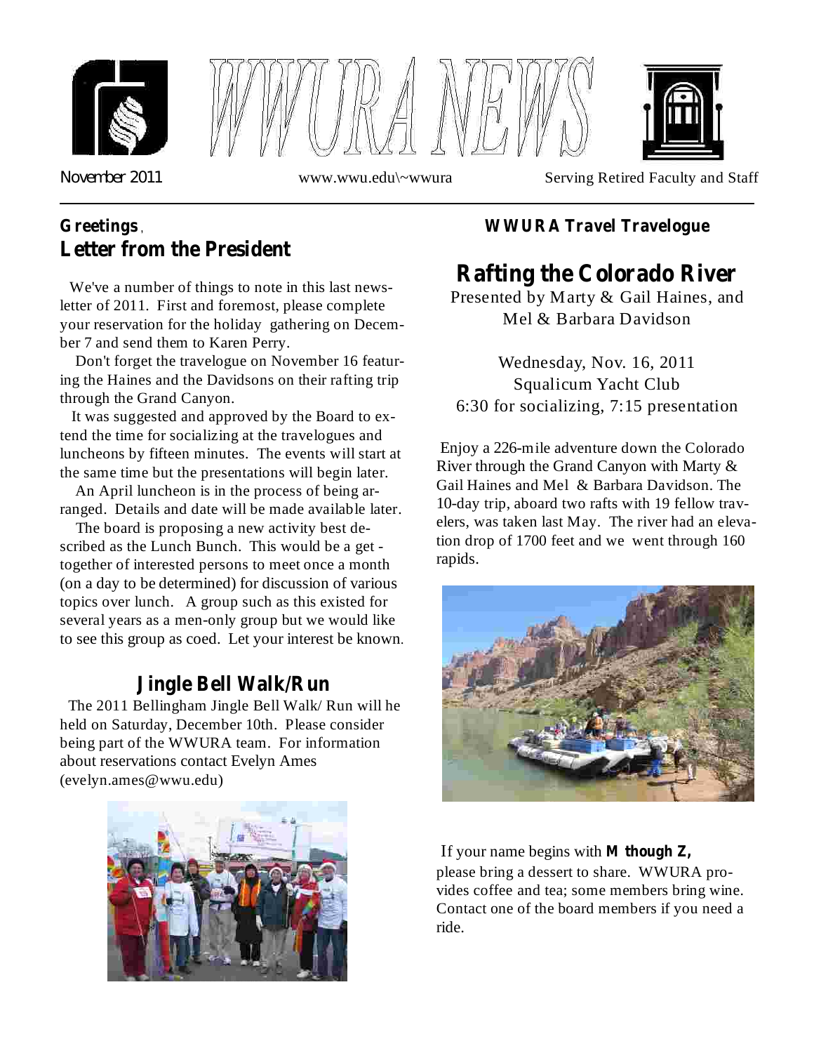# WWURA NEWS

November 2011 www.wwu.edu\~wwura Serving Retired Faculty and Staff

## Greetings, Letter from the President

We've a number of things to note in this last newsletter of 2011. First and foremost, please complete your reservation for the holiday gathering on December 7 and send them to Karen Perry.

Don't forget the travelogue on November 16 featuring the Haines and the Davidsons on their rafting trip through the Grand Canyon.

It was suggested and approved by the Board to extend the time for socializing at the travelogues and luncheons by fifteen minutes. The events will start at the same time but the presentations will begin later.

An April luncheon is in the process of being arranged. Details and date will be made available later.

The board is proposing a new activity best described as the Lunch Bunch. This would be a get-together of interested persons to meet once a month (on a day to be determined) for discussion of various topics over lunch. A group such as this existed for several years as a men-only group but we would like to see this group as coed. Let your interest be known.

## Jingle Bell Walk/Run

The 2011 Bellingham Jingle Bell Walk/ Run will he held on Saturday, December 10th. Please consider being part of the WWURA team. For information about reservations contact Evelyn Ames (evelyn.ames@wwu.edu)

### WWURA Travel Travelogue

## Rafting the Colorado River

Presented by Marty & Gail Haines, and Mel & Barbara Davidson

Wednesday, Nov. 16, 2011
Squalicum Yacht Club
6:30 for socializing, 7:15 presentation

Enjoy a 226-mile adventure down the Colorado River through the Grand Canyon with Marty & Gail Haines and Mel & Barbara Davidson. The 10-day trip, aboard two rafts with 19 fellow travelers, was taken last May. The river had an elevation drop of 1700 feet and we went through 160 rapids.

If your name begins with **M though Z,** please bring a dessert to share. WWURA provides coffee and tea; some members bring wine. Contact one of the board members if you need a ride.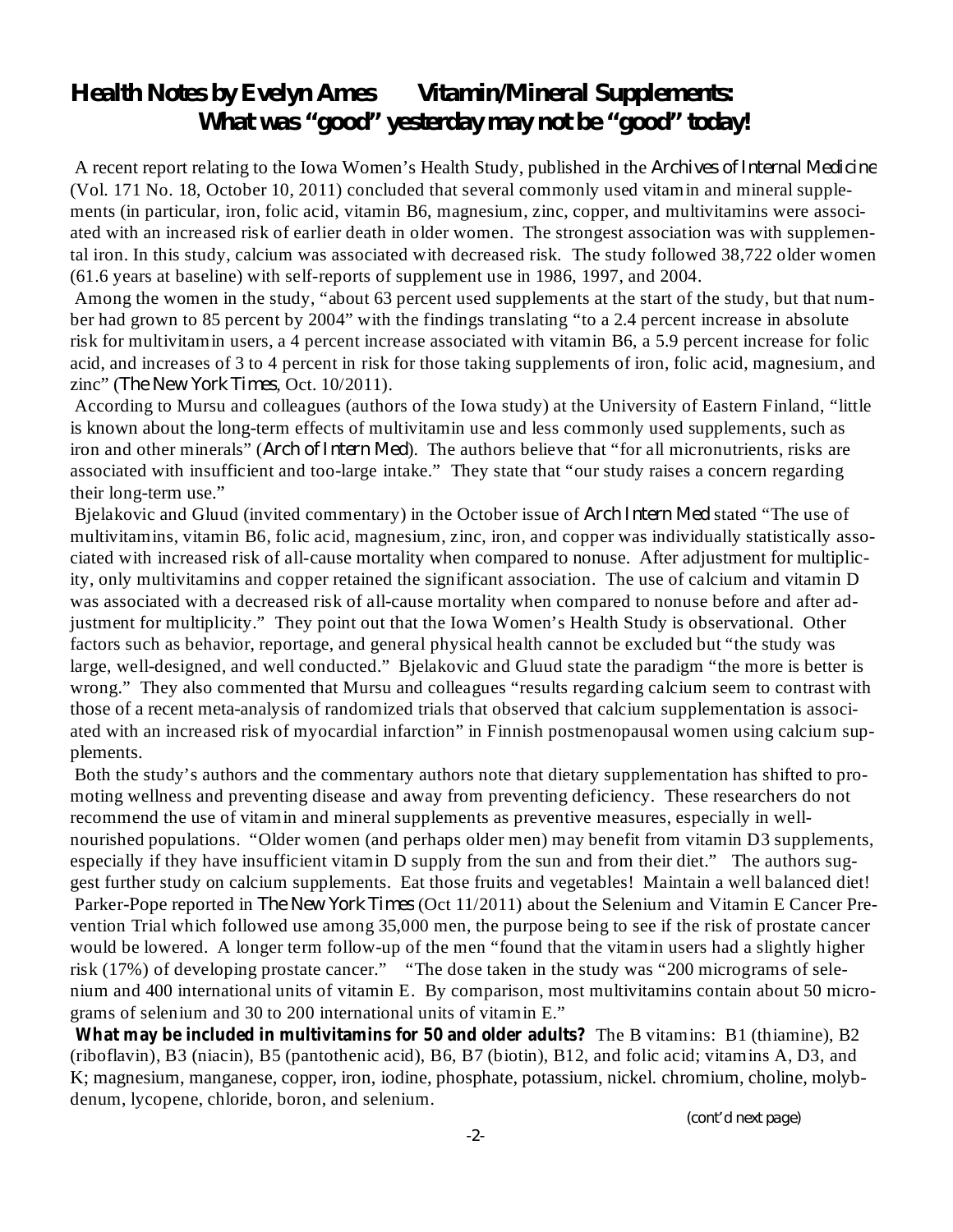## Health Notes by Evelyn Ames — Vitamin/Mineral Supplements: What was "good" yesterday may not be "good" today!

A recent report relating to the Iowa Women's Health Study, published in the *Archives of Internal Medicine* (Vol. 171 No. 18, October 10, 2011) concluded that several commonly used vitamin and mineral supplements (in particular, iron, folic acid, vitamin B6, magnesium, zinc, copper, and multivitamins were associated with an increased risk of earlier death in older women. The strongest association was with supplemental iron. In this study, calcium was associated with decreased risk. The study followed 38,722 older women (61.6 years at baseline) with self-reports of supplement use in 1986, 1997, and 2004.

Among the women in the study, "about 63 percent used supplements at the start of the study, but that number had grown to 85 percent by 2004" with the findings translating "to a 2.4 percent increase in absolute risk for multivitamin users, a 4 percent increase associated with vitamin B6, a 5.9 percent increase for folic acid, and increases of 3 to 4 percent in risk for those taking supplements of iron, folic acid, magnesium, and zinc" (*The New York Times*, Oct. 10/2011).

According to Mursu and colleagues (authors of the Iowa study) at the University of Eastern Finland, "little is known about the long-term effects of multivitamin use and less commonly used supplements, such as iron and other minerals" (*Arch of Intern Med*). The authors believe that "for all micronutrients, risks are associated with insufficient and too-large intake." They state that "our study raises a concern regarding their long-term use."

Bjelakovic and Gluud (invited commentary) in the October issue of *Arch Intern Med* stated "The use of multivitamins, vitamin B6, folic acid, magnesium, zinc, iron, and copper was individually statistically associated with increased risk of all-cause mortality when compared to nonuse. After adjustment for multiplicity, only multivitamins and copper retained the significant association. The use of calcium and vitamin D was associated with a decreased risk of all-cause mortality when compared to nonuse before and after adjustment for multiplicity." They point out that the Iowa Women's Health Study is observational. Other factors such as behavior, reportage, and general physical health cannot be excluded but "the study was large, well-designed, and well conducted." Bjelakovic and Gluud state the paradigm "the more is better is wrong." They also commented that Mursu and colleagues "results regarding calcium seem to contrast with those of a recent meta-analysis of randomized trials that observed that calcium supplementation is associated with an increased risk of myocardial infarction" in Finnish postmenopausal women using calcium supplements.

Both the study's authors and the commentary authors note that dietary supplementation has shifted to promoting wellness and preventing disease and away from preventing deficiency. These researchers do not recommend the use of vitamin and mineral supplements as preventive measures, especially in well-nourished populations. "Older women (and perhaps older men) may benefit from vitamin D3 supplements, especially if they have insufficient vitamin D supply from the sun and from their diet." The authors suggest further study on calcium supplements. Eat those fruits and vegetables! Maintain a well balanced diet!

Parker-Pope reported in *The New York Times* (Oct 11/2011) about the Selenium and Vitamin E Cancer Prevention Trial which followed use among 35,000 men, the purpose being to see if the risk of prostate cancer would be lowered. A longer term follow-up of the men "found that the vitamin users had a slightly higher risk (17%) of developing prostate cancer." "The dose taken in the study was "200 micrograms of selenium and 400 international units of vitamin E. By comparison, most multivitamins contain about 50 micrograms of selenium and 30 to 200 international units of vitamin E."

**What may be included in multivitamins for 50 and older adults?** The B vitamins: B1 (thiamine), B2 (riboflavin), B3 (niacin), B5 (pantothenic acid), B6, B7 (biotin), B12, and folic acid; vitamins A, D3, and K; magnesium, manganese, copper, iron, iodine, phosphate, potassium, nickel. chromium, choline, molybdenum, lycopene, chloride, boron, and selenium.

(cont'd next page)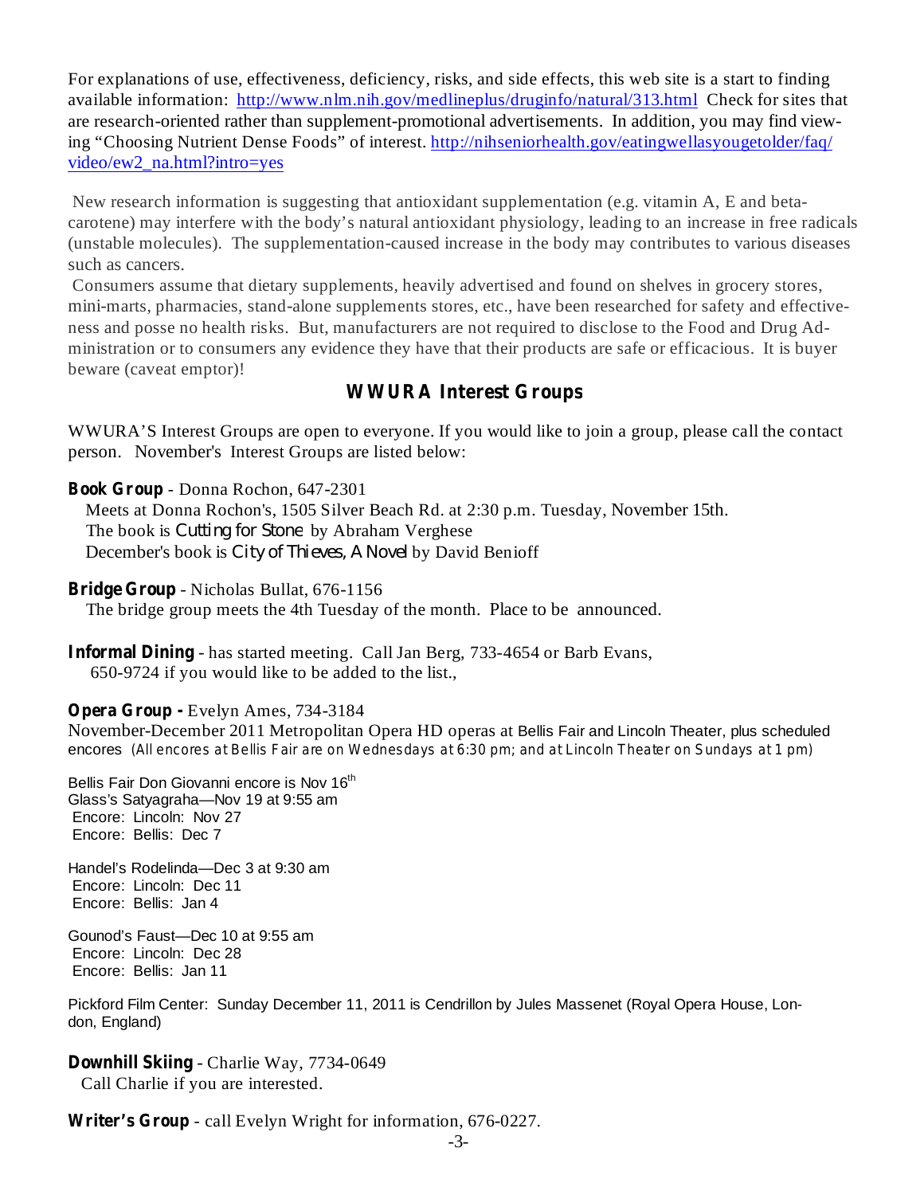For explanations of use, effectiveness, deficiency, risks, and side effects, this web site is a start to finding available information: [http://www.nlm.nih.gov/medlineplus/druginfo/natural/313.html](http://www.nlm.nih.gov/medlineplus/druginfo/natural/313.html) Check for sites that are research-oriented rather than supplement-promotional advertisements. In addition, you may find viewing "Choosing Nutrient Dense Foods" of interest. [http://nihseniorhealth.gov/eatingwellasyougetolder/faq/video/ew2_na.html?intro=yes](http://nihseniorhealth.gov/eatingwellasyougetolder/faq/video/ew2_na.html?intro=yes)

New research information is suggesting that antioxidant supplementation (e.g. vitamin A, E and beta-carotene) may interfere with the body's natural antioxidant physiology, leading to an increase in free radicals (unstable molecules). The supplementation-caused increase in the body may contributes to various diseases such as cancers.

Consumers assume that dietary supplements, heavily advertised and found on shelves in grocery stores, mini-marts, pharmacies, stand-alone supplements stores, etc., have been researched for safety and effectiveness and posse no health risks. But, manufacturers are not required to disclose to the Food and Drug Administration or to consumers any evidence they have that their products are safe or efficacious. It is buyer beware (caveat emptor)!

## WWURA Interest Groups

WWURA'S Interest Groups are open to everyone. If you would like to join a group, please call the contact person. November's Interest Groups are listed below:

**Book Group** - Donna Rochon, 647-2301
Meets at Donna Rochon's, 1505 Silver Beach Rd. at 2:30 p.m. Tuesday, November 15th.
The book is *Cutting for Stone* by Abraham Verghese
December's book is *City of Thieves, A Novel* by David Benioff

**Bridge Group** - Nicholas Bullat, 676-1156
The bridge group meets the 4th Tuesday of the month. Place to be announced.

**Informal Dining** - has started meeting. Call Jan Berg, 733-4654 or Barb Evans, 650-9724 if you would like to be added to the list.,

**Opera Group -** Evelyn Ames, 734-3184
November-December 2011 Metropolitan Opera HD operas at Bellis Fair and Lincoln Theater, plus scheduled encores (All encores at Bellis Fair are on Wednesdays at 6:30 pm; and at Lincoln Theater on Sundays at 1 pm)

Bellis Fair Don Giovanni encore is Nov 16th
Glass's Satyagraha—Nov 19 at 9:55 am
Encore: Lincoln: Nov 27
Encore: Bellis: Dec 7

Handel's Rodelinda—Dec 3 at 9:30 am
Encore: Lincoln: Dec 11
Encore: Bellis: Jan 4

Gounod's Faust—Dec 10 at 9:55 am
Encore: Lincoln: Dec 28
Encore: Bellis: Jan 11

Pickford Film Center: Sunday December 11, 2011 is Cendrillon by Jules Massenet (Royal Opera House, London, England)

**Downhill Skiing** - Charlie Way, 7734-0649
Call Charlie if you are interested.

**Writer's Group** - call Evelyn Wright for information, 676-0227.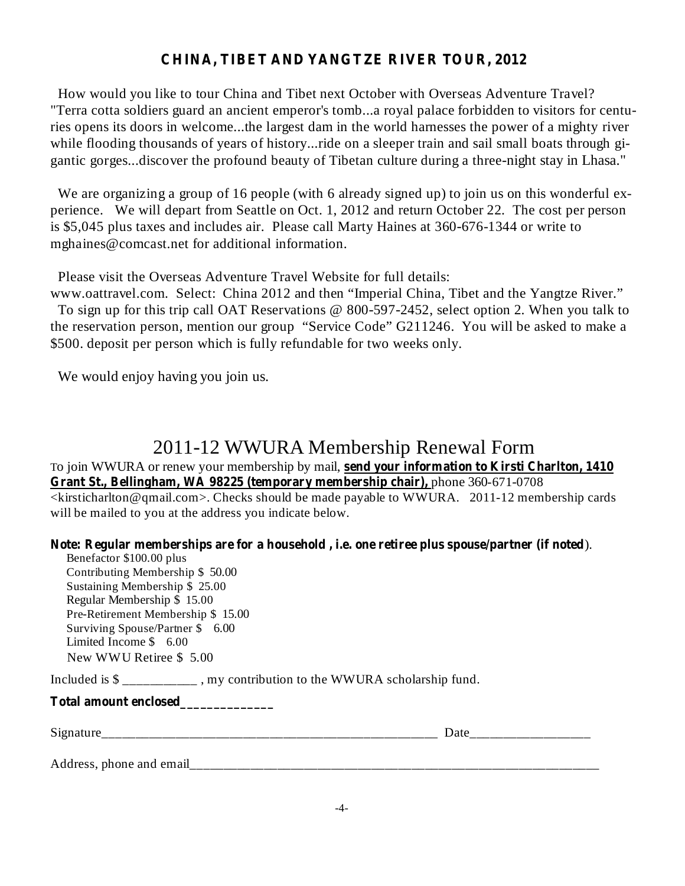## CHINA, TIBET AND YANGTZE RIVER TOUR, 2012

How would you like to tour China and Tibet next October with Overseas Adventure Travel? "Terra cotta soldiers guard an ancient emperor's tomb...a royal palace forbidden to visitors for centuries opens its doors in welcome...the largest dam in the world harnesses the power of a mighty river while flooding thousands of years of history...ride on a sleeper train and sail small boats through gigantic gorges...discover the profound beauty of Tibetan culture during a three-night stay in Lhasa."

We are organizing a group of 16 people (with 6 already signed up) to join us on this wonderful experience. We will depart from Seattle on Oct. 1, 2012 and return October 22. The cost per person is $5,045 plus taxes and includes air. Please call Marty Haines at 360-676-1344 or write to mghaines@comcast.net for additional information.

Please visit the Overseas Adventure Travel Website for full details: www.oattravel.com. Select: China 2012 and then "Imperial China, Tibet and the Yangtze River."
To sign up for this trip call OAT Reservations @ 800-597-2452, select option 2. When you talk to the reservation person, mention our group "Service Code" G211246. You will be asked to make a $500. deposit per person which is fully refundable for two weeks only.

We would enjoy having you join us.

# 2011-12 WWURA Membership Renewal Form

To join WWURA or renew your membership by mail, **send your information to Kirsti Charlton, 1410 Grant St., Bellingham, WA 98225 (temporary membership chair),** phone 360-671-0708 <kirsticharlton@qmail.com>. Checks should be made payable to WWURA. 2011-12 membership cards will be mailed to you at the address you indicate below.

**Note: Regular memberships are for a household , i.e. one retiree plus spouse/partner (if noted**).

- Benefactor $100.00 plus
- Contributing Membership $ 50.00
- Sustaining Membership $ 25.00
- Regular Membership $ 15.00
- Pre-Retirement Membership $ 15.00
- Surviving Spouse/Partner $ 6.00
- Limited Income $ 6.00
- New WWU Retiree $ 5.00

Included is $ ___________ , my contribution to the WWURA scholarship fund.

**Total amount enclosed______________**

Signature_____________________________________________________ Date_________________

Address, phone and email______________________________________________________________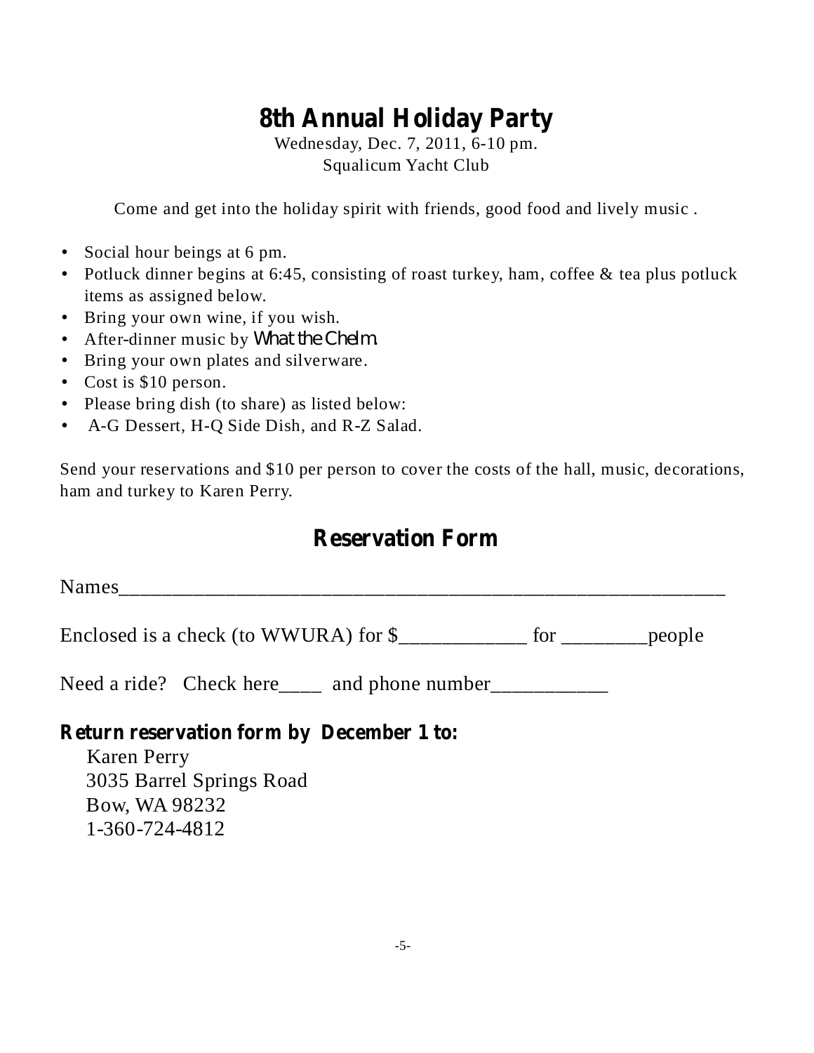# 8th Annual Holiday Party

Wednesday, Dec. 7, 2011, 6-10 pm.
Squalicum Yacht Club

Come and get into the holiday spirit with friends, good food and lively music .

- Social hour beings at 6 pm.
- Potluck dinner begins at 6:45, consisting of roast turkey, ham, coffee & tea plus potluck items as assigned below.
- Bring your own wine, if you wish.
- After-dinner music by *What the Chelm.*
- Bring your own plates and silverware.
- Cost is $10 person.
- Please bring dish (to share) as listed below:
- A-G Dessert, H-Q Side Dish, and R-Z Salad.

Send your reservations and $10 per person to cover the costs of the hall, music, decorations, ham and turkey to Karen Perry.

## Reservation Form

Names_____________________________________________________________

Enclosed is a check (to WWURA) for $____________ for ________people

Need a ride? Check here____ and phone number___________

**Return reservation form by December 1 to:**

Karen Perry
3035 Barrel Springs Road
Bow, WA 98232
1-360-724-4812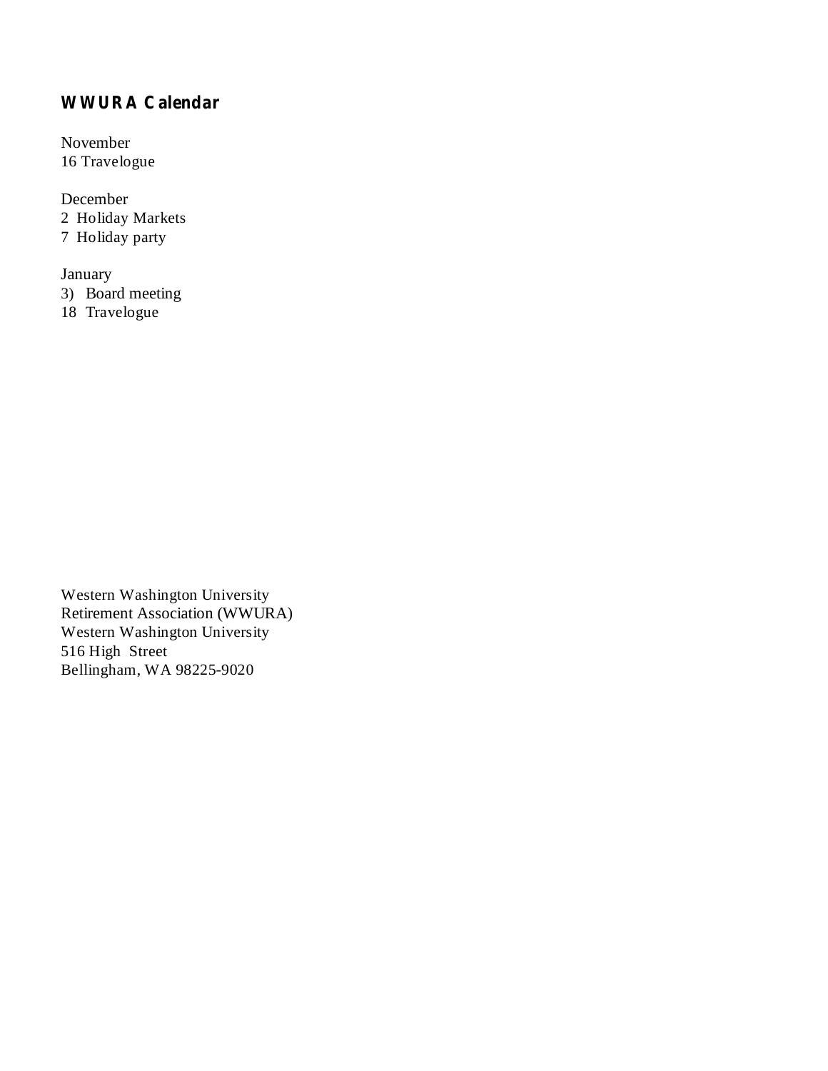## WWURA Calendar

November
16 Travelogue

December
2 Holiday Markets
7 Holiday party

January
3) Board meeting
18 Travelogue

Western Washington University
Retirement Association (WWURA)
Western Washington University
516 High Street
Bellingham, WA 98225-9020